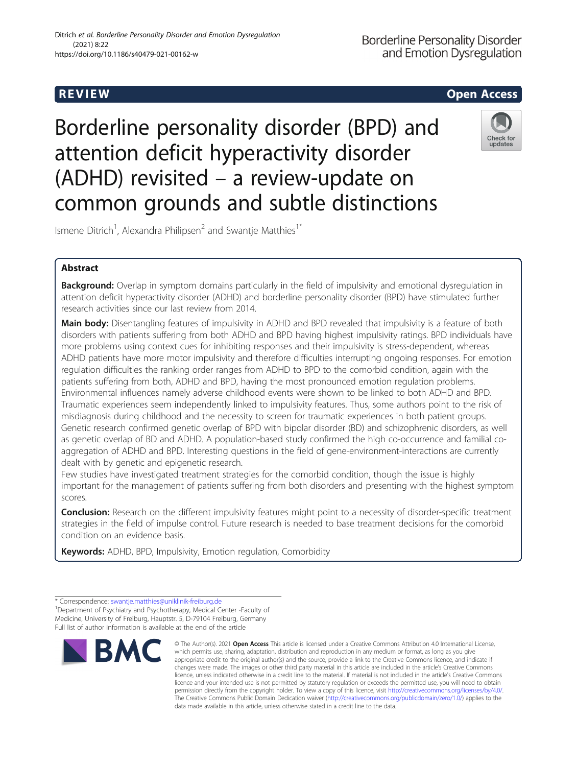REVIEW

Open Access

# Borderline personality disorder (BPD) and attention deficit hyperactivity disorder (ADHD) revisited – a review-update on common grounds and subtle distinctions

Ismene Ditrich[1], Alexandra Philipsen[2] and Swantje Matthies[1*]

## Abstract

**Background:** Overlap in symptom domains particularly in the field of impulsivity and emotional dysregulation in attention deficit hyperactivity disorder (ADHD) and borderline personality disorder (BPD) have stimulated further research activities since our last review from 2014.

**Main body:** Disentangling features of impulsivity in ADHD and BPD revealed that impulsivity is a feature of both disorders with patients suffering from both ADHD and BPD having highest impulsivity ratings. BPD individuals have more problems using context cues for inhibiting responses and their impulsivity is stress-dependent, whereas ADHD patients have more motor impulsivity and therefore difficulties interrupting ongoing responses. For emotion regulation difficulties the ranking order ranges from ADHD to BPD to the comorbid condition, again with the patients suffering from both, ADHD and BPD, having the most pronounced emotion regulation problems. Environmental influences namely adverse childhood events were shown to be linked to both ADHD and BPD. Traumatic experiences seem independently linked to impulsivity features. Thus, some authors point to the risk of misdiagnosis during childhood and the necessity to screen for traumatic experiences in both patient groups. Genetic research confirmed genetic overlap of BPD with bipolar disorder (BD) and schizophrenic disorders, as well as genetic overlap of BD and ADHD. A population-based study confirmed the high co-occurrence and familial co-aggregation of ADHD and BPD. Interesting questions in the field of gene-environment-interactions are currently dealt with by genetic and epigenetic research.

Few studies have investigated treatment strategies for the comorbid condition, though the issue is highly important for the management of patients suffering from both disorders and presenting with the highest symptom scores.

**Conclusion:** Research on the different impulsivity features might point to a necessity of disorder-specific treatment strategies in the field of impulse control. Future research is needed to base treatment decisions for the comorbid condition on an evidence basis.

**Keywords:** ADHD, BPD, Impulsivity, Emotion regulation, Comorbidity

\* Correspondence: swantje.matthies@uniklinik-freiburg.de

[1]Department of Psychiatry and Psychotherapy, Medical Center -Faculty of Medicine, University of Freiburg, Hauptstr. 5, D-79104 Freiburg, Germany

Full list of author information is available at the end of the article

© The Author(s). 2021 **Open Access** This article is licensed under a Creative Commons Attribution 4.0 International License, which permits use, sharing, adaptation, distribution and reproduction in any medium or format, as long as you give appropriate credit to the original author(s) and the source, provide a link to the Creative Commons licence, and indicate if changes were made. The images or other third party material in this article are included in the article's Creative Commons licence, unless indicated otherwise in a credit line to the material. If material is not included in the article's Creative Commons licence and your intended use is not permitted by statutory regulation or exceeds the permitted use, you will need to obtain permission directly from the copyright holder. To view a copy of this licence, visit http://creativecommons.org/licenses/by/4.0/. The Creative Commons Public Domain Dedication waiver (http://creativecommons.org/publicdomain/zero/1.0/) applies to the data made available in this article, unless otherwise stated in a credit line to the data.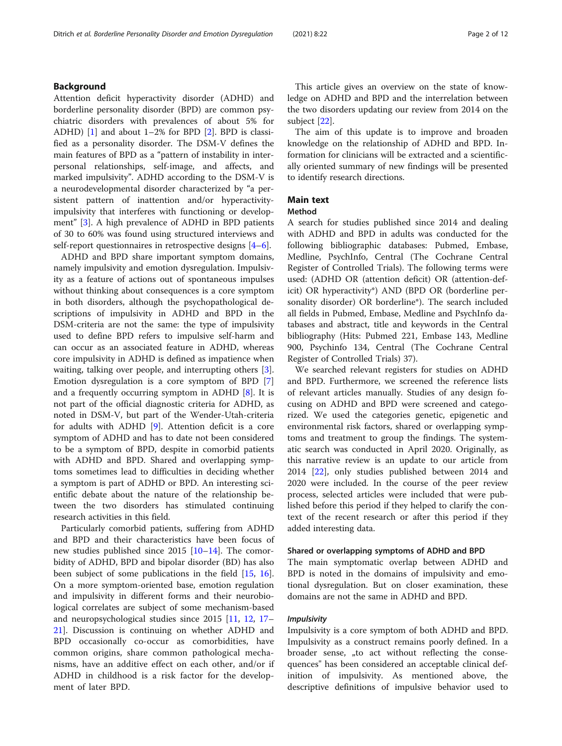## Background

Attention deficit hyperactivity disorder (ADHD) and borderline personality disorder (BPD) are common psychiatric disorders with prevalences of about 5% for ADHD) [1] and about 1–2% for BPD [2]. BPD is classified as a personality disorder. The DSM-V defines the main features of BPD as a "pattern of instability in interpersonal relationships, self-image, and affects, and marked impulsivity". ADHD according to the DSM-V is a neurodevelopmental disorder characterized by "a persistent pattern of inattention and/or hyperactivity-impulsivity that interferes with functioning or development" [3]. A high prevalence of ADHD in BPD patients of 30 to 60% was found using structured interviews and self-report questionnaires in retrospective designs [4–6].

ADHD and BPD share important symptom domains, namely impulsivity and emotion dysregulation. Impulsivity as a feature of actions out of spontaneous impulses without thinking about consequences is a core symptom in both disorders, although the psychopathological descriptions of impulsivity in ADHD and BPD in the DSM-criteria are not the same: the type of impulsivity used to define BPD refers to impulsive self-harm and can occur as an associated feature in ADHD, whereas core impulsivity in ADHD is defined as impatience when waiting, talking over people, and interrupting others [3]. Emotion dysregulation is a core symptom of BPD [7] and a frequently occurring symptom in ADHD [8]. It is not part of the official diagnostic criteria for ADHD, as noted in DSM-V, but part of the Wender-Utah-criteria for adults with ADHD [9]. Attention deficit is a core symptom of ADHD and has to date not been considered to be a symptom of BPD, despite in comorbid patients with ADHD and BPD. Shared and overlapping symptoms sometimes lead to difficulties in deciding whether a symptom is part of ADHD or BPD. An interesting scientific debate about the nature of the relationship between the two disorders has stimulated continuing research activities in this field.

Particularly comorbid patients, suffering from ADHD and BPD and their characteristics have been focus of new studies published since 2015 [10–14]. The comorbidity of ADHD, BPD and bipolar disorder (BD) has also been subject of some publications in the field [15, 16]. On a more symptom-oriented base, emotion regulation and impulsivity in different forms and their neurobiological correlates are subject of some mechanism-based and neuropsychological studies since 2015 [11, 12, 17–21]. Discussion is continuing on whether ADHD and BPD occasionally co-occur as comorbidities, have common origins, share common pathological mechanisms, have an additive effect on each other, and/or if ADHD in childhood is a risk factor for the development of later BPD.

This article gives an overview on the state of knowledge on ADHD and BPD and the interrelation between the two disorders updating our review from 2014 on the subject [22].

The aim of this update is to improve and broaden knowledge on the relationship of ADHD and BPD. Information for clinicians will be extracted and a scientifically oriented summary of new findings will be presented to identify research directions.

## Main text

### Method

A search for studies published since 2014 and dealing with ADHD and BPD in adults was conducted for the following bibliographic databases: Pubmed, Embase, Medline, PsychInfo, Central (The Cochrane Central Register of Controlled Trials). The following terms were used: (ADHD OR (attention deficit) OR (attention-deficit) OR hyperactivity*) AND (BPD OR (borderline personality disorder) OR borderline*). The search included all fields in Pubmed, Embase, Medline and PsychInfo databases and abstract, title and keywords in the Central bibliography (Hits: Pubmed 221, Embase 143, Medline 900, Psychinfo 134, Central (The Cochrane Central Register of Controlled Trials) 37).

We searched relevant registers for studies on ADHD and BPD. Furthermore, we screened the reference lists of relevant articles manually. Studies of any design focusing on ADHD and BPD were screened and categorized. We used the categories genetic, epigenetic and environmental risk factors, shared or overlapping symptoms and treatment to group the findings. The systematic search was conducted in April 2020. Originally, as this narrative review is an update to our article from 2014 [22], only studies published between 2014 and 2020 were included. In the course of the peer review process, selected articles were included that were published before this period if they helped to clarify the context of the recent research or after this period if they added interesting data.

### Shared or overlapping symptoms of ADHD and BPD

The main symptomatic overlap between ADHD and BPD is noted in the domains of impulsivity and emotional dysregulation. But on closer examination, these domains are not the same in ADHD and BPD.

#### *Impulsivity*

Impulsivity is a core symptom of both ADHD and BPD. Impulsivity as a construct remains poorly defined. In a broader sense, „to act without reflecting the consequences" has been considered an acceptable clinical definition of impulsivity. As mentioned above, the descriptive definitions of impulsive behavior used to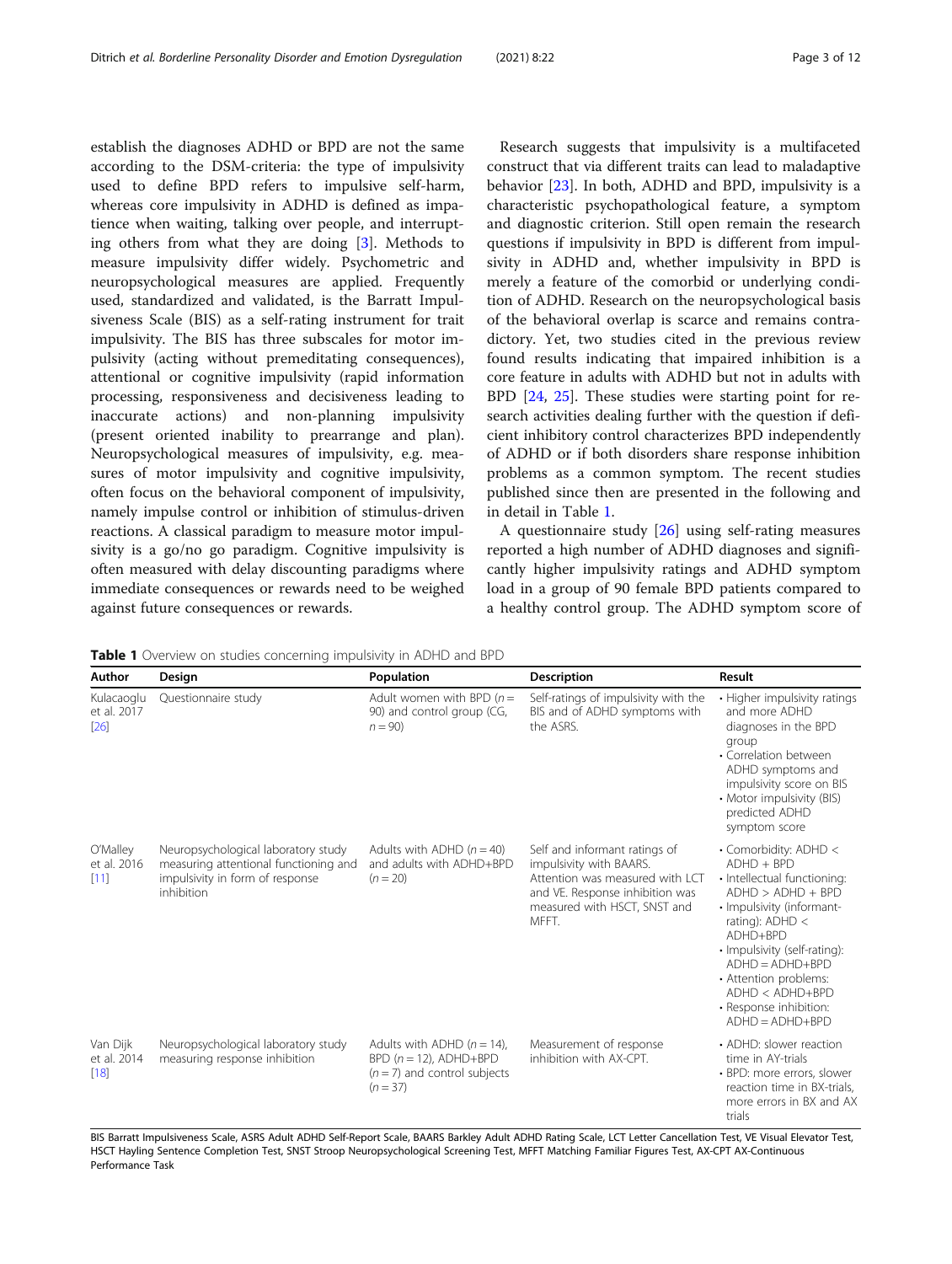establish the diagnoses ADHD or BPD are not the same according to the DSM-criteria: the type of impulsivity used to define BPD refers to impulsive self-harm, whereas core impulsivity in ADHD is defined as impatience when waiting, talking over people, and interrupting others from what they are doing [3]. Methods to measure impulsivity differ widely. Psychometric and neuropsychological measures are applied. Frequently used, standardized and validated, is the Barratt Impulsiveness Scale (BIS) as a self-rating instrument for trait impulsivity. The BIS has three subscales for motor impulsivity (acting without premeditating consequences), attentional or cognitive impulsivity (rapid information processing, responsiveness and decisiveness leading to inaccurate actions) and non-planning impulsivity (present oriented inability to prearrange and plan). Neuropsychological measures of impulsivity, e.g. measures of motor impulsivity and cognitive impulsivity, often focus on the behavioral component of impulsivity, namely impulse control or inhibition of stimulus-driven reactions. A classical paradigm to measure motor impulsivity is a go/no go paradigm. Cognitive impulsivity is often measured with delay discounting paradigms where immediate consequences or rewards need to be weighed against future consequences or rewards.

Research suggests that impulsivity is a multifaceted construct that via different traits can lead to maladaptive behavior [23]. In both, ADHD and BPD, impulsivity is a characteristic psychopathological feature, a symptom and diagnostic criterion. Still open remain the research questions if impulsivity in BPD is different from impulsivity in ADHD and, whether impulsivity in BPD is merely a feature of the comorbid or underlying condition of ADHD. Research on the neuropsychological basis of the behavioral overlap is scarce and remains contradictory. Yet, two studies cited in the previous review found results indicating that impaired inhibition is a core feature in adults with ADHD but not in adults with BPD [24, 25]. These studies were starting point for research activities dealing further with the question if deficient inhibitory control characterizes BPD independently of ADHD or if both disorders share response inhibition problems as a common symptom. The recent studies published since then are presented in the following and in detail in Table 1.

A questionnaire study [26] using self-rating measures reported a high number of ADHD diagnoses and significantly higher impulsivity ratings and ADHD symptom load in a group of 90 female BPD patients compared to a healthy control group. The ADHD symptom score of

**Table 1** Overview on studies concerning impulsivity in ADHD and BPD

| Author | Design | Population | Description | Result |
| --- | --- | --- | --- | --- |
| Kulacaoglu et al. 2017 [26] | Questionnaire study | Adult women with BPD ($n = 90$) and control group (CG, $n = 90$) | Self-ratings of impulsivity with the BIS and of ADHD symptoms with the ASRS. | • Higher impulsivity ratings and more ADHD diagnoses in the BPD group<br>• Correlation between ADHD symptoms and impulsivity score on BIS<br>• Motor impulsivity (BIS) predicted ADHD symptom score |
| O'Malley et al. 2016 [11] | Neuropsychological laboratory study measuring attentional functioning and impulsivity in form of response inhibition | Adults with ADHD ($n = 40$) and adults with ADHD+BPD ($n = 20$) | Self and informant ratings of impulsivity with BAARS. Attention was measured with LCT and VE. Response inhibition was measured with HSCT, SNST and MFFT. | • Comorbidity: ADHD < ADHD + BPD<br>• Intellectual functioning: ADHD > ADHD + BPD<br>• Impulsivity (informant-rating): ADHD < ADHD+BPD<br>• Impulsivity (self-rating): ADHD = ADHD+BPD<br>• Attention problems: ADHD < ADHD+BPD<br>• Response inhibition: ADHD = ADHD+BPD |
| Van Dijk et al. 2014 [18] | Neuropsychological laboratory study measuring response inhibition | Adults with ADHD ($n = 14$), BPD ($n = 12$), ADHD+BPD ($n = 7$) and control subjects ($n = 37$) | Measurement of response inhibition with AX-CPT. | • ADHD: slower reaction time in AY-trials<br>• BPD: more errors, slower reaction time in BX-trials, more errors in BX and AX trials |

BIS Barratt Impulsiveness Scale, ASRS Adult ADHD Self-Report Scale, BAARS Barkley Adult ADHD Rating Scale, LCT Letter Cancellation Test, VE Visual Elevator Test, HSCT Hayling Sentence Completion Test, SNST Stroop Neuropsychological Screening Test, MFFT Matching Familiar Figures Test, AX-CPT AX-Continuous Performance Task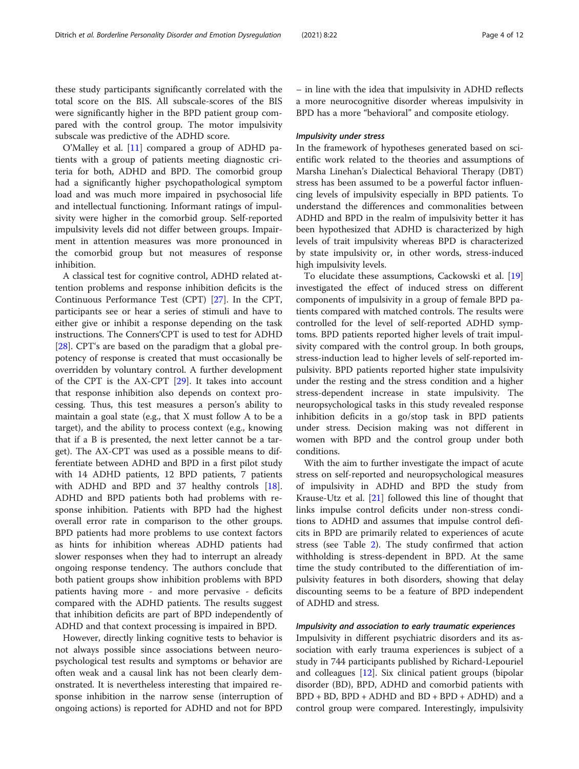these study participants significantly correlated with the total score on the BIS. All subscale-scores of the BIS were significantly higher in the BPD patient group compared with the control group. The motor impulsivity subscale was predictive of the ADHD score.

O'Malley et al. [11] compared a group of ADHD patients with a group of patients meeting diagnostic criteria for both, ADHD and BPD. The comorbid group had a significantly higher psychopathological symptom load and was much more impaired in psychosocial life and intellectual functioning. Informant ratings of impulsivity were higher in the comorbid group. Self-reported impulsivity levels did not differ between groups. Impairment in attention measures was more pronounced in the comorbid group but not measures of response inhibition.

A classical test for cognitive control, ADHD related attention problems and response inhibition deficits is the Continuous Performance Test (CPT) [27]. In the CPT, participants see or hear a series of stimuli and have to either give or inhibit a response depending on the task instructions. The Conners'CPT is used to test for ADHD [28]. CPT's are based on the paradigm that a global prepotency of response is created that must occasionally be overridden by voluntary control. A further development of the CPT is the AX-CPT [29]. It takes into account that response inhibition also depends on context processing. Thus, this test measures a person's ability to maintain a goal state (e.g., that X must follow A to be a target), and the ability to process context (e.g., knowing that if a B is presented, the next letter cannot be a target). The AX-CPT was used as a possible means to differentiate between ADHD and BPD in a first pilot study with 14 ADHD patients, 12 BPD patients, 7 patients with ADHD and BPD and 37 healthy controls [18]. ADHD and BPD patients both had problems with response inhibition. Patients with BPD had the highest overall error rate in comparison to the other groups. BPD patients had more problems to use context factors as hints for inhibition whereas ADHD patients had slower responses when they had to interrupt an already ongoing response tendency. The authors conclude that both patient groups show inhibition problems with BPD patients having more - and more pervasive - deficits compared with the ADHD patients. The results suggest that inhibition deficits are part of BPD independently of ADHD and that context processing is impaired in BPD.

However, directly linking cognitive tests to behavior is not always possible since associations between neuropsychological test results and symptoms or behavior are often weak and a causal link has not been clearly demonstrated. It is nevertheless interesting that impaired response inhibition in the narrow sense (interruption of ongoing actions) is reported for ADHD and not for BPD – in line with the idea that impulsivity in ADHD reflects a more neurocognitive disorder whereas impulsivity in BPD has a more "behavioral" and composite etiology.

#### *Impulsivity under stress*

In the framework of hypotheses generated based on scientific work related to the theories and assumptions of Marsha Linehan's Dialectical Behavioral Therapy (DBT) stress has been assumed to be a powerful factor influencing levels of impulsivity especially in BPD patients. To understand the differences and commonalities between ADHD and BPD in the realm of impulsivity better it has been hypothesized that ADHD is characterized by high levels of trait impulsivity whereas BPD is characterized by state impulsivity or, in other words, stress-induced high impulsivity levels.

To elucidate these assumptions, Cackowski et al. [19] investigated the effect of induced stress on different components of impulsivity in a group of female BPD patients compared with matched controls. The results were controlled for the level of self-reported ADHD symptoms. BPD patients reported higher levels of trait impulsivity compared with the control group. In both groups, stress-induction lead to higher levels of self-reported impulsivity. BPD patients reported higher state impulsivity under the resting and the stress condition and a higher stress-dependent increase in state impulsivity. The neuropsychological tasks in this study revealed response inhibition deficits in a go/stop task in BPD patients under stress. Decision making was not different in women with BPD and the control group under both conditions.

With the aim to further investigate the impact of acute stress on self-reported and neuropsychological measures of impulsivity in ADHD and BPD the study from Krause-Utz et al. [21] followed this line of thought that links impulse control deficits under non-stress conditions to ADHD and assumes that impulse control deficits in BPD are primarily related to experiences of acute stress (see Table 2). The study confirmed that action withholding is stress-dependent in BPD. At the same time the study contributed to the differentiation of impulsivity features in both disorders, showing that delay discounting seems to be a feature of BPD independent of ADHD and stress.

#### *Impulsivity and association to early traumatic experiences*

Impulsivity in different psychiatric disorders and its association with early trauma experiences is subject of a study in 744 participants published by Richard-Lepouriel and colleagues [12]. Six clinical patient groups (bipolar disorder (BD), BPD, ADHD and comorbid patients with BPD + BD, BPD + ADHD and BD + BPD + ADHD) and a control group were compared. Interestingly, impulsivity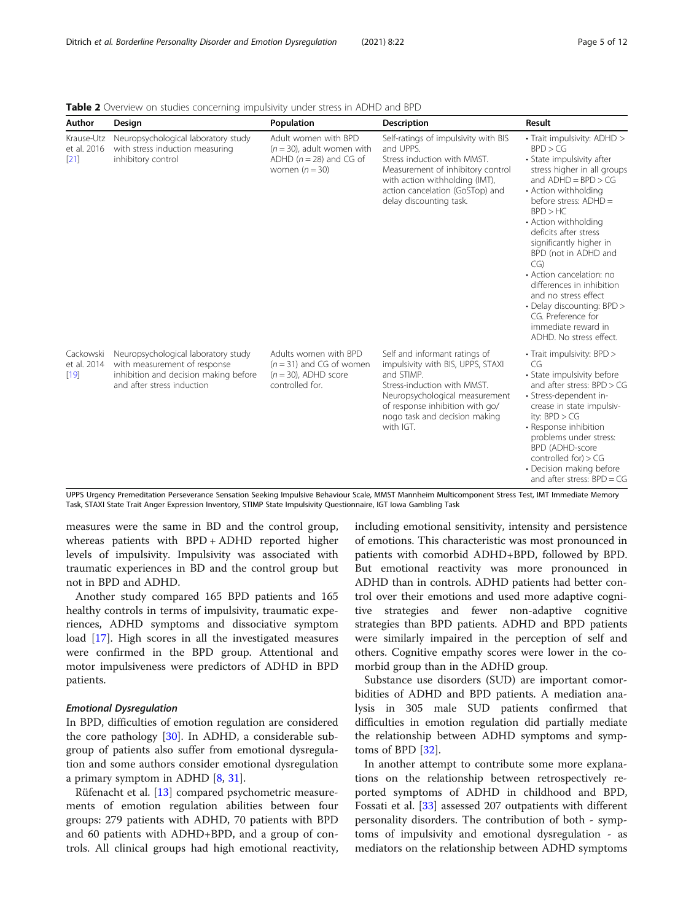**Table 2** Overview on studies concerning impulsivity under stress in ADHD and BPD

| Author | Design | Population | Description | Result |
| --- | --- | --- | --- | --- |
| Krause-Utz et al. 2016 [21] | Neuropsychological laboratory study with stress induction measuring inhibitory control | Adult women with BPD ($n = 30$), adult women with ADHD ($n = 28$) and CG of women ($n = 30$) | Self-ratings of impulsivity with BIS and UPPS. Stress induction with MMST. Measurement of inhibitory control with action withholding (IMT), action cancelation (GoSTop) and delay discounting task. | • Trait impulsivity: ADHD > BPD > CG<br>• State impulsivity after stress higher in all groups and ADHD = BPD > CG<br>• Action withholding before stress: ADHD = BPD > HC<br>• Action withholding deficits after stress significantly higher in BPD (not in ADHD and CG)<br>• Action cancelation: no differences in inhibition and no stress effect<br>• Delay discounting: BPD > CG. Preference for immediate reward in ADHD. No stress effect. |
| Cackowski et al. 2014 [19] | Neuropsychological laboratory study with measurement of response inhibition and decision making before and after stress induction | Adults women with BPD ($n = 31$) and CG of women ($n = 30$), ADHD score controlled for. | Self and informant ratings of impulsivity with BIS, UPPS, STAXI and STIMP. Stress-induction with MMST. Neuropsychological measurement of response inhibition with go/nogo task and decision making with IGT. | • Trait impulsivity: BPD > CG<br>• State impulsivity before and after stress: BPD > CG<br>• Stress-dependent increase in state impulsivity: BPD > CG<br>• Response inhibition problems under stress: BPD (ADHD-score controlled for) > CG<br>• Decision making before and after stress: BPD = CG |

UPPS Urgency Premeditation Perseverance Sensation Seeking Impulsive Behaviour Scale, MMST Mannheim Multicomponent Stress Test, IMT Immediate Memory Task, STAXI State Trait Anger Expression Inventory, STIMP State Impulsivity Questionnaire, IGT Iowa Gambling Task

measures were the same in BD and the control group, whereas patients with BPD + ADHD reported higher levels of impulsivity. Impulsivity was associated with traumatic experiences in BD and the control group but not in BPD and ADHD.

Another study compared 165 BPD patients and 165 healthy controls in terms of impulsivity, traumatic experiences, ADHD symptoms and dissociative symptom load [17]. High scores in all the investigated measures were confirmed in the BPD group. Attentional and motor impulsiveness were predictors of ADHD in BPD patients.

### *Emotional Dysregulation*

In BPD, difficulties of emotion regulation are considered the core pathology [30]. In ADHD, a considerable subgroup of patients also suffer from emotional dysregulation and some authors consider emotional dysregulation a primary symptom in ADHD [8, 31].

Rüfenacht et al. [13] compared psychometric measurements of emotion regulation abilities between four groups: 279 patients with ADHD, 70 patients with BPD and 60 patients with ADHD+BPD, and a group of controls. All clinical groups had high emotional reactivity, including emotional sensitivity, intensity and persistence of emotions. This characteristic was most pronounced in patients with comorbid ADHD+BPD, followed by BPD. But emotional reactivity was more pronounced in ADHD than in controls. ADHD patients had better control over their emotions and used more adaptive cognitive strategies and fewer non-adaptive cognitive strategies than BPD patients. ADHD and BPD patients were similarly impaired in the perception of self and others. Cognitive empathy scores were lower in the comorbid group than in the ADHD group.

Substance use disorders (SUD) are important comorbidities of ADHD and BPD patients. A mediation analysis in 305 male SUD patients confirmed that difficulties in emotion regulation did partially mediate the relationship between ADHD symptoms and symptoms of BPD [32].

In another attempt to contribute some more explanations on the relationship between retrospectively reported symptoms of ADHD in childhood and BPD, Fossati et al. [33] assessed 207 outpatients with different personality disorders. The contribution of both - symptoms of impulsivity and emotional dysregulation - as mediators on the relationship between ADHD symptoms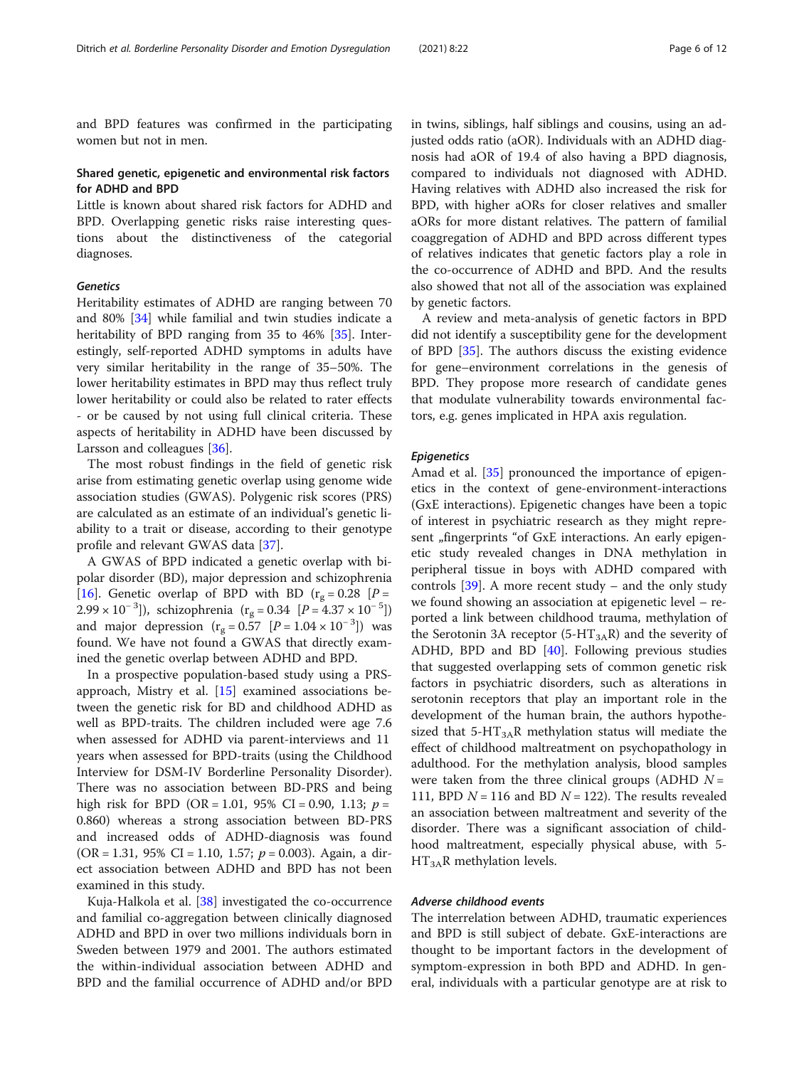and BPD features was confirmed in the participating women but not in men.

## Shared genetic, epigenetic and environmental risk factors for ADHD and BPD

Little is known about shared risk factors for ADHD and BPD. Overlapping genetic risks raise interesting questions about the distinctiveness of the categorial diagnoses.

### Genetics

Heritability estimates of ADHD are ranging between 70 and 80% [34] while familial and twin studies indicate a heritability of BPD ranging from 35 to 46% [35]. Interestingly, self-reported ADHD symptoms in adults have very similar heritability in the range of 35–50%. The lower heritability estimates in BPD may thus reflect truly lower heritability or could also be related to rater effects - or be caused by not using full clinical criteria. These aspects of heritability in ADHD have been discussed by Larsson and colleagues [36].

The most robust findings in the field of genetic risk arise from estimating genetic overlap using genome wide association studies (GWAS). Polygenic risk scores (PRS) are calculated as an estimate of an individual's genetic liability to a trait or disease, according to their genotype profile and relevant GWAS data [37].

A GWAS of BPD indicated a genetic overlap with bipolar disorder (BD), major depression and schizophrenia [16]. Genetic overlap of BPD with BD ($r_g = 0.28$ [$P = 2.99 \times 10^{-3}$]), schizophrenia ($r_g = 0.34$ [$P = 4.37 \times 10^{-5}$]) and major depression ($r_g = 0.57$ [$P = 1.04 \times 10^{-3}$]) was found. We have not found a GWAS that directly examined the genetic overlap between ADHD and BPD.

In a prospective population-based study using a PRS-approach, Mistry et al. [15] examined associations between the genetic risk for BD and childhood ADHD as well as BPD-traits. The children included were age 7.6 when assessed for ADHD via parent-interviews and 11 years when assessed for BPD-traits (using the Childhood Interview for DSM-IV Borderline Personality Disorder). There was no association between BD-PRS and being high risk for BPD (OR = 1.01, 95% CI = 0.90, 1.13; $p = 0.860$) whereas a strong association between BD-PRS and increased odds of ADHD-diagnosis was found (OR = 1.31, 95% CI = 1.10, 1.57; $p = 0.003$). Again, a direct association between ADHD and BPD has not been examined in this study.

Kuja-Halkola et al. [38] investigated the co-occurrence and familial co-aggregation between clinically diagnosed ADHD and BPD in over two millions individuals born in Sweden between 1979 and 2001. The authors estimated the within-individual association between ADHD and BPD and the familial occurrence of ADHD and/or BPD in twins, siblings, half siblings and cousins, using an adjusted odds ratio (aOR). Individuals with an ADHD diagnosis had aOR of 19.4 of also having a BPD diagnosis, compared to individuals not diagnosed with ADHD. Having relatives with ADHD also increased the risk for BPD, with higher aORs for closer relatives and smaller aORs for more distant relatives. The pattern of familial coaggregation of ADHD and BPD across different types of relatives indicates that genetic factors play a role in the co-occurrence of ADHD and BPD. And the results also showed that not all of the association was explained by genetic factors.

A review and meta-analysis of genetic factors in BPD did not identify a susceptibility gene for the development of BPD [35]. The authors discuss the existing evidence for gene–environment correlations in the genesis of BPD. They propose more research of candidate genes that modulate vulnerability towards environmental factors, e.g. genes implicated in HPA axis regulation.

### Epigenetics

Amad et al. [35] pronounced the importance of epigenetics in the context of gene-environment-interactions (GxE interactions). Epigenetic changes have been a topic of interest in psychiatric research as they might represent „fingerprints "of GxE interactions. An early epigenetic study revealed changes in DNA methylation in peripheral tissue in boys with ADHD compared with controls [39]. A more recent study – and the only study we found showing an association at epigenetic level – reported a link between childhood trauma, methylation of the Serotonin 3A receptor ($5\text{-HT}_{3A}R$) and the severity of ADHD, BPD and BD [40]. Following previous studies that suggested overlapping sets of common genetic risk factors in psychiatric disorders, such as alterations in serotonin receptors that play an important role in the development of the human brain, the authors hypothesized that $5\text{-HT}_{3A}R$ methylation status will mediate the effect of childhood maltreatment on psychopathology in adulthood. For the methylation analysis, blood samples were taken from the three clinical groups (ADHD $N = 111$, BPD $N = 116$ and BD $N = 122$). The results revealed an association between maltreatment and severity of the disorder. There was a significant association of childhood maltreatment, especially physical abuse, with $5\text{-HT}_{3A}R$ methylation levels.

### Adverse childhood events

The interrelation between ADHD, traumatic experiences and BPD is still subject of debate. GxE-interactions are thought to be important factors in the development of symptom-expression in both BPD and ADHD. In general, individuals with a particular genotype are at risk to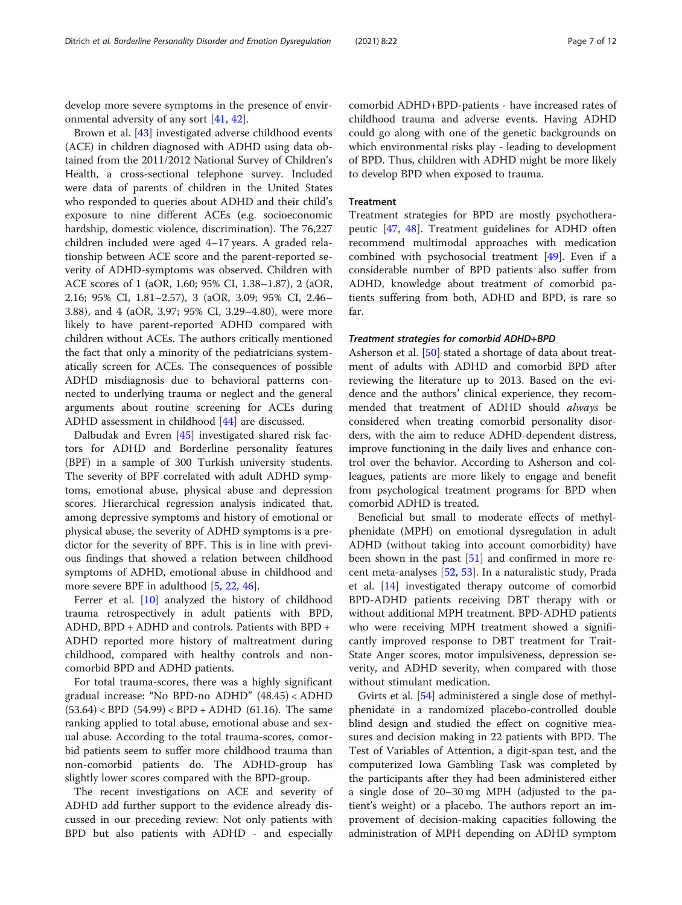develop more severe symptoms in the presence of environmental adversity of any sort [41, 42].

Brown et al. [43] investigated adverse childhood events (ACE) in children diagnosed with ADHD using data obtained from the 2011/2012 National Survey of Children's Health, a cross-sectional telephone survey. Included were data of parents of children in the United States who responded to queries about ADHD and their child's exposure to nine different ACEs (e.g. socioeconomic hardship, domestic violence, discrimination). The 76,227 children included were aged 4–17 years. A graded relationship between ACE score and the parent-reported severity of ADHD-symptoms was observed. Children with ACE scores of 1 (aOR, 1.60; 95% CI, 1.38–1.87), 2 (aOR, 2.16; 95% CI, 1.81–2.57), 3 (aOR, 3.09; 95% CI, 2.46–3.88), and 4 (aOR, 3.97; 95% CI, 3.29–4.80), were more likely to have parent-reported ADHD compared with children without ACEs. The authors critically mentioned the fact that only a minority of the pediatricians systematically screen for ACEs. The consequences of possible ADHD misdiagnosis due to behavioral patterns connected to underlying trauma or neglect and the general arguments about routine screening for ACEs during ADHD assessment in childhood [44] are discussed.

Dalbudak and Evren [45] investigated shared risk factors for ADHD and Borderline personality features (BPF) in a sample of 300 Turkish university students. The severity of BPF correlated with adult ADHD symptoms, emotional abuse, physical abuse and depression scores. Hierarchical regression analysis indicated that, among depressive symptoms and history of emotional or physical abuse, the severity of ADHD symptoms is a predictor for the severity of BPF. This is in line with previous findings that showed a relation between childhood symptoms of ADHD, emotional abuse in childhood and more severe BPF in adulthood [5, 22, 46].

Ferrer et al. [10] analyzed the history of childhood trauma retrospectively in adult patients with BPD, ADHD, BPD + ADHD and controls. Patients with BPD + ADHD reported more history of maltreatment during childhood, compared with healthy controls and non-comorbid BPD and ADHD patients.

For total trauma-scores, there was a highly significant gradual increase: "No BPD-no ADHD" (48.45) < ADHD (53.64) < BPD (54.99) < BPD + ADHD (61.16). The same ranking applied to total abuse, emotional abuse and sexual abuse. According to the total trauma-scores, comorbid patients seem to suffer more childhood trauma than non-comorbid patients do. The ADHD-group has slightly lower scores compared with the BPD-group.

The recent investigations on ACE and severity of ADHD add further support to the evidence already discussed in our preceding review: Not only patients with BPD but also patients with ADHD - and especially comorbid ADHD+BPD-patients - have increased rates of childhood trauma and adverse events. Having ADHD could go along with one of the genetic backgrounds on which environmental risks play - leading to development of BPD. Thus, children with ADHD might be more likely to develop BPD when exposed to trauma.

## Treatment

Treatment strategies for BPD are mostly psychotherapeutic [47, 48]. Treatment guidelines for ADHD often recommend multimodal approaches with medication combined with psychosocial treatment [49]. Even if a considerable number of BPD patients also suffer from ADHD, knowledge about treatment of comorbid patients suffering from both, ADHD and BPD, is rare so far.

### *Treatment strategies for comorbid ADHD+BPD*

Asherson et al. [50] stated a shortage of data about treatment of adults with ADHD and comorbid BPD after reviewing the literature up to 2013. Based on the evidence and the authors' clinical experience, they recommended that treatment of ADHD should *always* be considered when treating comorbid personality disorders, with the aim to reduce ADHD-dependent distress, improve functioning in the daily lives and enhance control over the behavior. According to Asherson and colleagues, patients are more likely to engage and benefit from psychological treatment programs for BPD when comorbid ADHD is treated.

Beneficial but small to moderate effects of methylphenidate (MPH) on emotional dysregulation in adult ADHD (without taking into account comorbidity) have been shown in the past [51] and confirmed in more recent meta-analyses [52, 53]. In a naturalistic study, Prada et al. [14] investigated therapy outcome of comorbid BPD-ADHD patients receiving DBT therapy with or without additional MPH treatment. BPD-ADHD patients who were receiving MPH treatment showed a significantly improved response to DBT treatment for Trait-State Anger scores, motor impulsiveness, depression severity, and ADHD severity, when compared with those without stimulant medication.

Gvirts et al. [54] administered a single dose of methylphenidate in a randomized placebo-controlled double blind design and studied the effect on cognitive measures and decision making in 22 patients with BPD. The Test of Variables of Attention, a digit-span test, and the computerized Iowa Gambling Task was completed by the participants after they had been administered either a single dose of 20–30 mg MPH (adjusted to the patient's weight) or a placebo. The authors report an improvement of decision-making capacities following the administration of MPH depending on ADHD symptom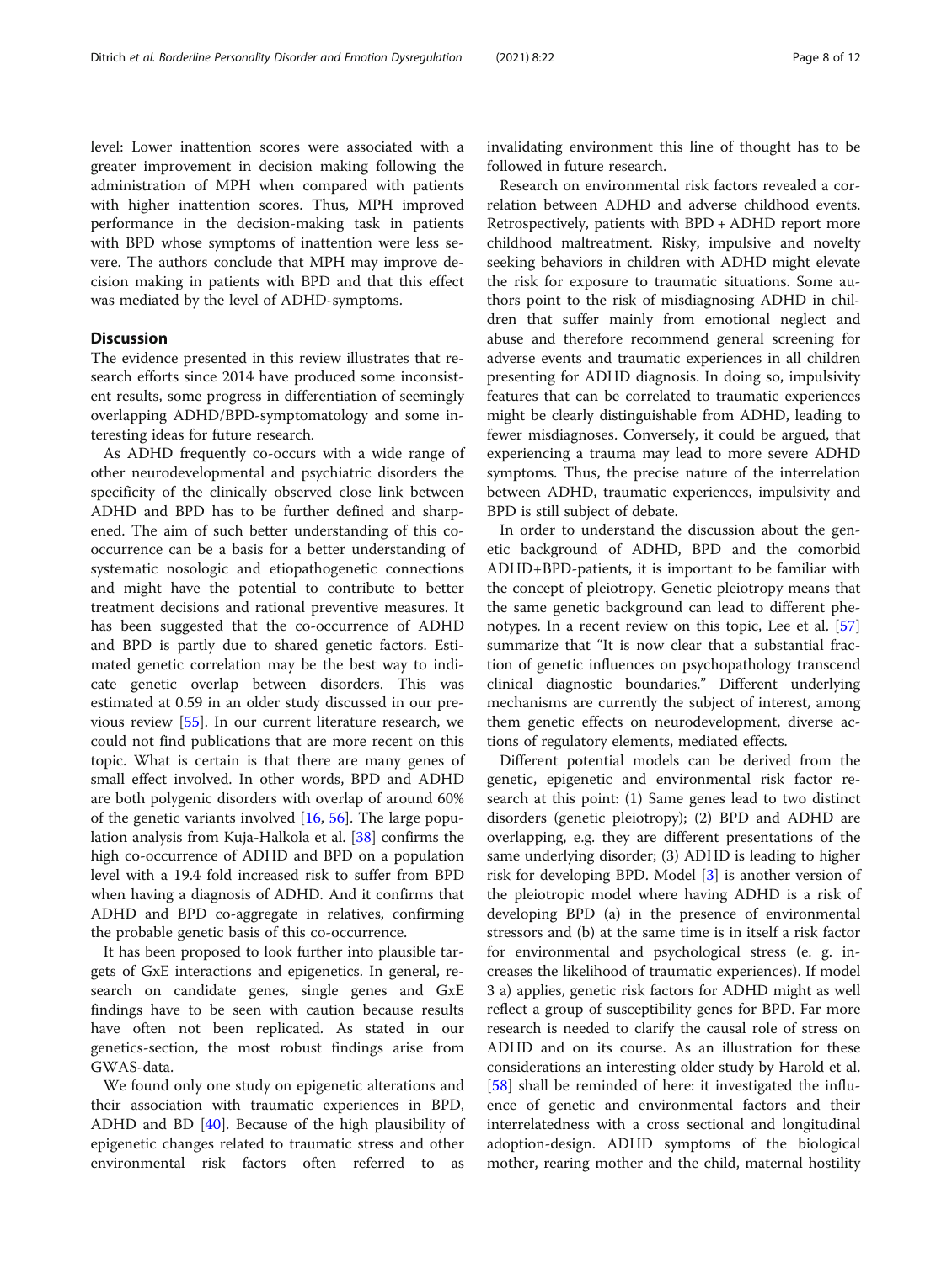level: Lower inattention scores were associated with a greater improvement in decision making following the administration of MPH when compared with patients with higher inattention scores. Thus, MPH improved performance in the decision-making task in patients with BPD whose symptoms of inattention were less severe. The authors conclude that MPH may improve decision making in patients with BPD and that this effect was mediated by the level of ADHD-symptoms.

## Discussion

The evidence presented in this review illustrates that research efforts since 2014 have produced some inconsistent results, some progress in differentiation of seemingly overlapping ADHD/BPD-symptomatology and some interesting ideas for future research.

As ADHD frequently co-occurs with a wide range of other neurodevelopmental and psychiatric disorders the specificity of the clinically observed close link between ADHD and BPD has to be further defined and sharpened. The aim of such better understanding of this co-occurrence can be a basis for a better understanding of systematic nosologic and etiopathogenetic connections and might have the potential to contribute to better treatment decisions and rational preventive measures. It has been suggested that the co-occurrence of ADHD and BPD is partly due to shared genetic factors. Estimated genetic correlation may be the best way to indicate genetic overlap between disorders. This was estimated at 0.59 in an older study discussed in our previous review [55]. In our current literature research, we could not find publications that are more recent on this topic. What is certain is that there are many genes of small effect involved. In other words, BPD and ADHD are both polygenic disorders with overlap of around 60% of the genetic variants involved [16, 56]. The large population analysis from Kuja-Halkola et al. [38] confirms the high co-occurrence of ADHD and BPD on a population level with a 19.4 fold increased risk to suffer from BPD when having a diagnosis of ADHD. And it confirms that ADHD and BPD co-aggregate in relatives, confirming the probable genetic basis of this co-occurrence.

It has been proposed to look further into plausible targets of GxE interactions and epigenetics. In general, research on candidate genes, single genes and GxE findings have to be seen with caution because results have often not been replicated. As stated in our genetics-section, the most robust findings arise from GWAS-data.

We found only one study on epigenetic alterations and their association with traumatic experiences in BPD, ADHD and BD [40]. Because of the high plausibility of epigenetic changes related to traumatic stress and other environmental risk factors often referred to as invalidating environment this line of thought has to be followed in future research.

Research on environmental risk factors revealed a correlation between ADHD and adverse childhood events. Retrospectively, patients with BPD + ADHD report more childhood maltreatment. Risky, impulsive and novelty seeking behaviors in children with ADHD might elevate the risk for exposure to traumatic situations. Some authors point to the risk of misdiagnosing ADHD in children that suffer mainly from emotional neglect and abuse and therefore recommend general screening for adverse events and traumatic experiences in all children presenting for ADHD diagnosis. In doing so, impulsivity features that can be correlated to traumatic experiences might be clearly distinguishable from ADHD, leading to fewer misdiagnoses. Conversely, it could be argued, that experiencing a trauma may lead to more severe ADHD symptoms. Thus, the precise nature of the interrelation between ADHD, traumatic experiences, impulsivity and BPD is still subject of debate.

In order to understand the discussion about the genetic background of ADHD, BPD and the comorbid ADHD+BPD-patients, it is important to be familiar with the concept of pleiotropy. Genetic pleiotropy means that the same genetic background can lead to different phenotypes. In a recent review on this topic, Lee et al. [57] summarize that "It is now clear that a substantial fraction of genetic influences on psychopathology transcend clinical diagnostic boundaries." Different underlying mechanisms are currently the subject of interest, among them genetic effects on neurodevelopment, diverse actions of regulatory elements, mediated effects.

Different potential models can be derived from the genetic, epigenetic and environmental risk factor research at this point: (1) Same genes lead to two distinct disorders (genetic pleiotropy); (2) BPD and ADHD are overlapping, e.g. they are different presentations of the same underlying disorder; (3) ADHD is leading to higher risk for developing BPD. Model [3] is another version of the pleiotropic model where having ADHD is a risk of developing BPD (a) in the presence of environmental stressors and (b) at the same time is in itself a risk factor for environmental and psychological stress (e. g. increases the likelihood of traumatic experiences). If model 3 a) applies, genetic risk factors for ADHD might as well reflect a group of susceptibility genes for BPD. Far more research is needed to clarify the causal role of stress on ADHD and on its course. As an illustration for these considerations an interesting older study by Harold et al. [58] shall be reminded of here: it investigated the influence of genetic and environmental factors and their interrelatedness with a cross sectional and longitudinal adoption-design. ADHD symptoms of the biological mother, rearing mother and the child, maternal hostility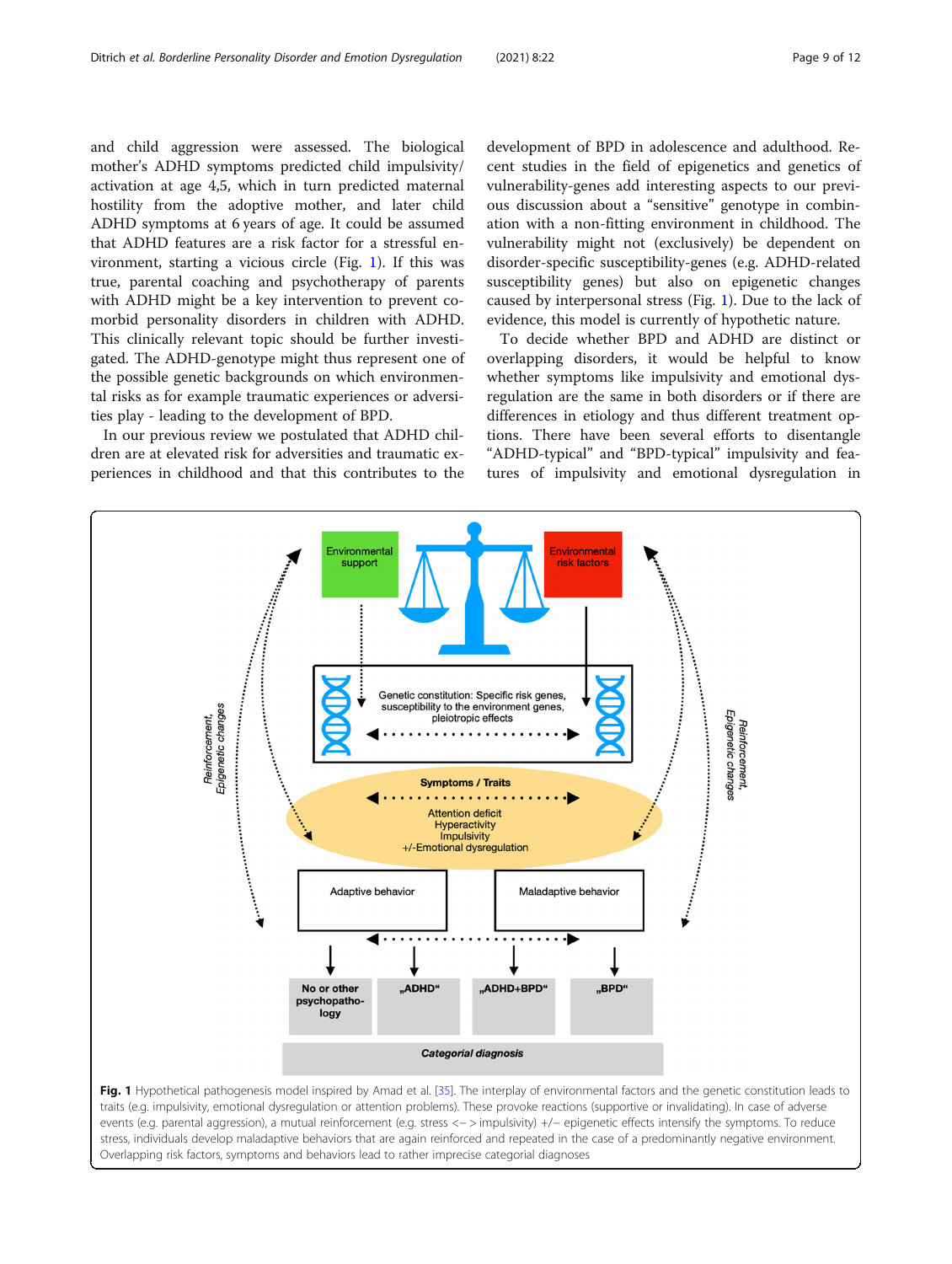and child aggression were assessed. The biological mother's ADHD symptoms predicted child impulsivity/activation at age 4,5, which in turn predicted maternal hostility from the adoptive mother, and later child ADHD symptoms at 6 years of age. It could be assumed that ADHD features are a risk factor for a stressful environment, starting a vicious circle (Fig. 1). If this was true, parental coaching and psychotherapy of parents with ADHD might be a key intervention to prevent comorbid personality disorders in children with ADHD. This clinically relevant topic should be further investigated. The ADHD-genotype might thus represent one of the possible genetic backgrounds on which environmental risks as for example traumatic experiences or adversities play - leading to the development of BPD.

In our previous review we postulated that ADHD children are at elevated risk for adversities and traumatic experiences in childhood and that this contributes to the development of BPD in adolescence and adulthood. Recent studies in the field of epigenetics and genetics of vulnerability-genes add interesting aspects to our previous discussion about a "sensitive" genotype in combination with a non-fitting environment in childhood. The vulnerability might not (exclusively) be dependent on disorder-specific susceptibility-genes (e.g. ADHD-related susceptibility genes) but also on epigenetic changes caused by interpersonal stress (Fig. 1). Due to the lack of evidence, this model is currently of hypothetic nature.

To decide whether BPD and ADHD are distinct or overlapping disorders, it would be helpful to know whether symptoms like impulsivity and emotional dysregulation are the same in both disorders or if there are differences in etiology and thus different treatment options. There have been several efforts to disentangle "ADHD-typical" and "BPD-typical" impulsivity and features of impulsivity and emotional dysregulation in

**Fig. 1** Hypothetical pathogenesis model inspired by Amad et al. [35]. The interplay of environmental factors and the genetic constitution leads to traits (e.g. impulsivity, emotional dysregulation or attention problems). These provoke reactions (supportive or invalidating). In case of adverse events (e.g. parental aggression), a mutual reinforcement (e.g. stress <– > impulsivity) +/– epigenetic effects intensify the symptoms. To reduce stress, individuals develop maladaptive behaviors that are again reinforced and repeated in the case of a predominantly negative environment. Overlapping risk factors, symptoms and behaviors lead to rather imprecise categorial diagnoses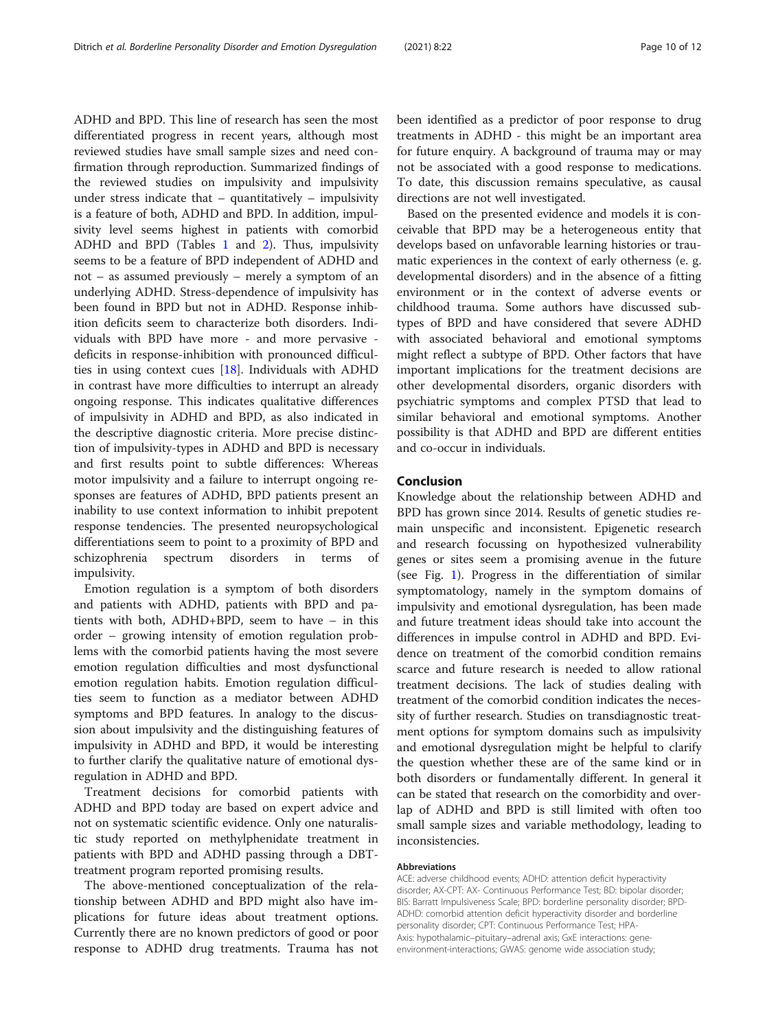ADHD and BPD. This line of research has seen the most differentiated progress in recent years, although most reviewed studies have small sample sizes and need confirmation through reproduction. Summarized findings of the reviewed studies on impulsivity and impulsivity under stress indicate that – quantitatively – impulsivity is a feature of both, ADHD and BPD. In addition, impulsivity level seems highest in patients with comorbid ADHD and BPD (Tables 1 and 2). Thus, impulsivity seems to be a feature of BPD independent of ADHD and not – as assumed previously – merely a symptom of an underlying ADHD. Stress-dependence of impulsivity has been found in BPD but not in ADHD. Response inhibition deficits seem to characterize both disorders. Individuals with BPD have more - and more pervasive - deficits in response-inhibition with pronounced difficulties in using context cues [18]. Individuals with ADHD in contrast have more difficulties to interrupt an already ongoing response. This indicates qualitative differences of impulsivity in ADHD and BPD, as also indicated in the descriptive diagnostic criteria. More precise distinction of impulsivity-types in ADHD and BPD is necessary and first results point to subtle differences: Whereas motor impulsivity and a failure to interrupt ongoing responses are features of ADHD, BPD patients present an inability to use context information to inhibit prepotent response tendencies. The presented neuropsychological differentiations seem to point to a proximity of BPD and schizophrenia spectrum disorders in terms of impulsivity.

Emotion regulation is a symptom of both disorders and patients with ADHD, patients with BPD and patients with both, ADHD+BPD, seem to have – in this order – growing intensity of emotion regulation problems with the comorbid patients having the most severe emotion regulation difficulties and most dysfunctional emotion regulation habits. Emotion regulation difficulties seem to function as a mediator between ADHD symptoms and BPD features. In analogy to the discussion about impulsivity and the distinguishing features of impulsivity in ADHD and BPD, it would be interesting to further clarify the qualitative nature of emotional dysregulation in ADHD and BPD.

Treatment decisions for comorbid patients with ADHD and BPD today are based on expert advice and not on systematic scientific evidence. Only one naturalistic study reported on methylphenidate treatment in patients with BPD and ADHD passing through a DBT-treatment program reported promising results.

The above-mentioned conceptualization of the relationship between ADHD and BPD might also have implications for future ideas about treatment options. Currently there are no known predictors of good or poor response to ADHD drug treatments. Trauma has not been identified as a predictor of poor response to drug treatments in ADHD - this might be an important area for future enquiry. A background of trauma may or may not be associated with a good response to medications. To date, this discussion remains speculative, as causal directions are not well investigated.

Based on the presented evidence and models it is conceivable that BPD may be a heterogeneous entity that develops based on unfavorable learning histories or traumatic experiences in the context of early otherness (e. g. developmental disorders) and in the absence of a fitting environment or in the context of adverse events or childhood trauma. Some authors have discussed subtypes of BPD and have considered that severe ADHD with associated behavioral and emotional symptoms might reflect a subtype of BPD. Other factors that have important implications for the treatment decisions are other developmental disorders, organic disorders with psychiatric symptoms and complex PTSD that lead to similar behavioral and emotional symptoms. Another possibility is that ADHD and BPD are different entities and co-occur in individuals.

## Conclusion

Knowledge about the relationship between ADHD and BPD has grown since 2014. Results of genetic studies remain unspecific and inconsistent. Epigenetic research and research focussing on hypothesized vulnerability genes or sites seem a promising avenue in the future (see Fig. 1). Progress in the differentiation of similar symptomatology, namely in the symptom domains of impulsivity and emotional dysregulation, has been made and future treatment ideas should take into account the differences in impulse control in ADHD and BPD. Evidence on treatment of the comorbid condition remains scarce and future research is needed to allow rational treatment decisions. The lack of studies dealing with treatment of the comorbid condition indicates the necessity of further research. Studies on transdiagnostic treatment options for symptom domains such as impulsivity and emotional dysregulation might be helpful to clarify the question whether these are of the same kind or in both disorders or fundamentally different. In general it can be stated that research on the comorbidity and overlap of ADHD and BPD is still limited with often too small sample sizes and variable methodology, leading to inconsistencies.

#### Abbreviations

ACE: adverse childhood events; ADHD: attention deficit hyperactivity disorder; AX-CPT: AX- Continuous Performance Test; BD: bipolar disorder; BIS: Barratt Impulsiveness Scale; BPD: borderline personality disorder; BPD-ADHD: comorbid attention deficit hyperactivity disorder and borderline personality disorder; CPT: Continuous Performance Test; HPA-Axis: hypothalamic–pituitary–adrenal axis; GxE interactions: gene-environment-interactions; GWAS: genome wide association study;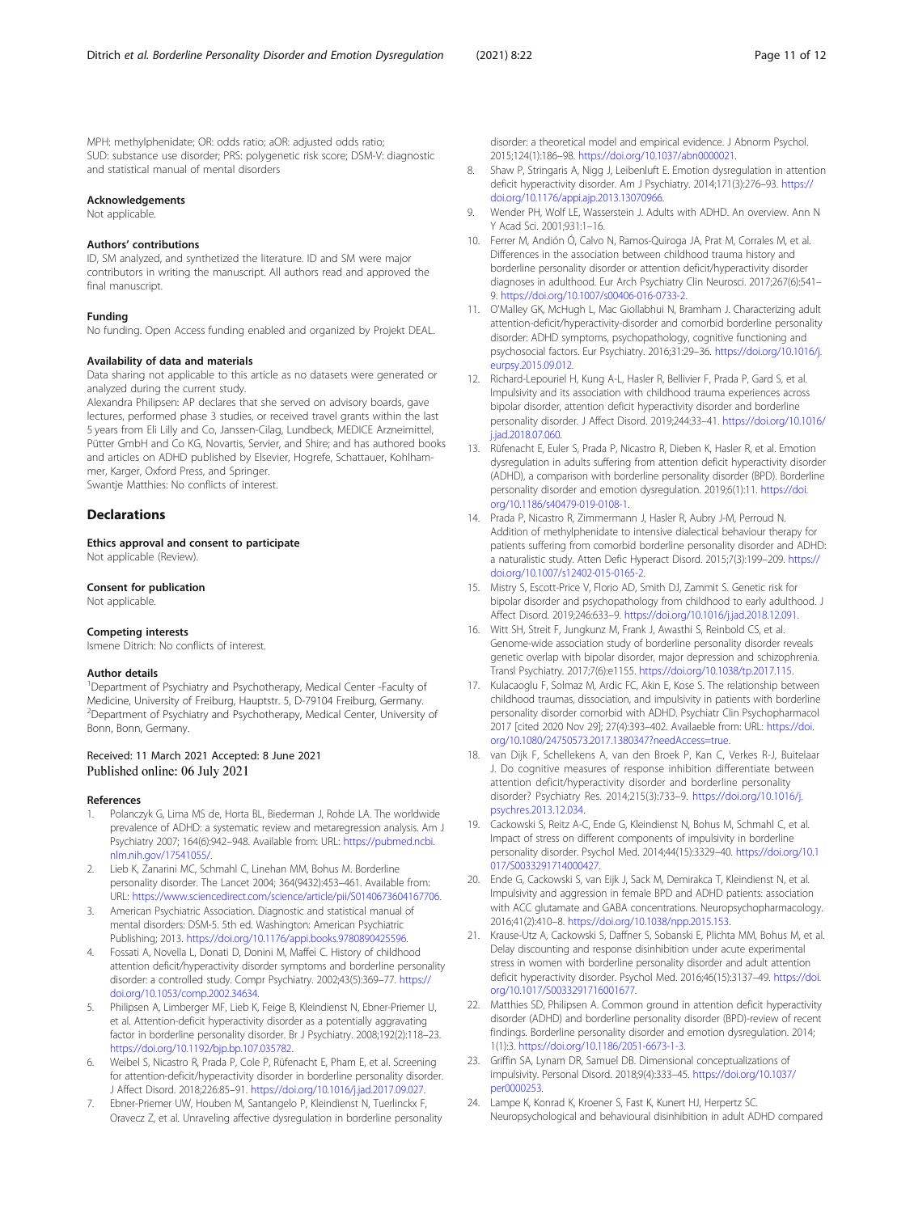MPH: methylphenidate; OR: odds ratio; aOR: adjusted odds ratio; SUD: substance use disorder; PRS: polygenetic risk score; DSM-V: diagnostic and statistical manual of mental disorders

### Acknowledgements

Not applicable.

### Authors' contributions

ID, SM analyzed, and synthetized the literature. ID and SM were major contributors in writing the manuscript. All authors read and approved the final manuscript.

### Funding

No funding. Open Access funding enabled and organized by Projekt DEAL.

### Availability of data and materials

Data sharing not applicable to this article as no datasets were generated or analyzed during the current study.

Alexandra Philipsen: AP declares that she served on advisory boards, gave lectures, performed phase 3 studies, or received travel grants within the last 5 years from Eli Lilly and Co, Janssen-Cilag, Lundbeck, MEDICE Arzneimittel, Pütter GmbH and Co KG, Novartis, Servier, and Shire; and has authored books and articles on ADHD published by Elsevier, Hogrefe, Schattauer, Kohlhammer, Karger, Oxford Press, and Springer.

Swantje Matthies: No conflicts of interest.

## Declarations

### Ethics approval and consent to participate

Not applicable (Review).

### Consent for publication

Not applicable.

### Competing interests

Ismene Ditrich: No conflicts of interest.

### Author details

[1]Department of Psychiatry and Psychotherapy, Medical Center -Faculty of Medicine, University of Freiburg, Hauptstr. 5, D-79104 Freiburg, Germany. [2]Department of Psychiatry and Psychotherapy, Medical Center, University of Bonn, Bonn, Germany.

Received: 11 March 2021 Accepted: 8 June 2021
Published online: 06 July 2021

### References

1. Polanczyk G, Lima MS de, Horta BL, Biederman J, Rohde LA. The worldwide prevalence of ADHD: a systematic review and metaregression analysis. Am J Psychiatry 2007; 164(6):942–948. Available from: URL: https://pubmed.ncbi.nlm.nih.gov/17541055/.
2. Lieb K, Zanarini MC, Schmahl C, Linehan MM, Bohus M. Borderline personality disorder. The Lancet 2004; 364(9432):453–461. Available from: URL: https://www.sciencedirect.com/science/article/pii/S0140673604167706.
3. American Psychiatric Association. Diagnostic and statistical manual of mental disorders: DSM-5. 5th ed. Washington: American Psychiatric Publishing; 2013. https://doi.org/10.1176/appi.books.9780890425596.
4. Fossati A, Novella L, Donati D, Donini M, Maffei C. History of childhood attention deficit/hyperactivity disorder symptoms and borderline personality disorder: a controlled study. Compr Psychiatry. 2002;43(5):369–77. https://doi.org/10.1053/comp.2002.34634.
5. Philipsen A, Limberger MF, Lieb K, Feige B, Kleindienst N, Ebner-Priemer U, et al. Attention-deficit hyperactivity disorder as a potentially aggravating factor in borderline personality disorder. Br J Psychiatry. 2008;192(2):118–23. https://doi.org/10.1192/bjp.bp.107.035782.
6. Weibel S, Nicastro R, Prada P, Cole P, Rüfenacht E, Pham E, et al. Screening for attention-deficit/hyperactivity disorder in borderline personality disorder. J Affect Disord. 2018;226:85–91. https://doi.org/10.1016/j.jad.2017.09.027.
7. Ebner-Priemer UW, Houben M, Santangelo P, Kleindienst N, Tuerlinckx F, Oravecz Z, et al. Unraveling affective dysregulation in borderline personality disorder: a theoretical model and empirical evidence. J Abnorm Psychol. 2015;124(1):186–98. https://doi.org/10.1037/abn0000021.
8. Shaw P, Stringaris A, Nigg J, Leibenluft E. Emotion dysregulation in attention deficit hyperactivity disorder. Am J Psychiatry. 2014;171(3):276–93. https://doi.org/10.1176/appi.ajp.2013.13070966.
9. Wender PH, Wolf LE, Wasserstein J. Adults with ADHD. An overview. Ann N Y Acad Sci. 2001;931:1–16.
10. Ferrer M, Andión Ó, Calvo N, Ramos-Quiroga JA, Prat M, Corrales M, et al. Differences in the association between childhood trauma history and borderline personality disorder or attention deficit/hyperactivity disorder diagnoses in adulthood. Eur Arch Psychiatry Clin Neurosci. 2017;267(6):541–9. https://doi.org/10.1007/s00406-016-0733-2.
11. O'Malley GK, McHugh L, Mac Giollabhui N, Bramham J. Characterizing adult attention-deficit/hyperactivity-disorder and comorbid borderline personality disorder: ADHD symptoms, psychopathology, cognitive functioning and psychosocial factors. Eur Psychiatry. 2016;31:29–36. https://doi.org/10.1016/j.eurpsy.2015.09.012.
12. Richard-Lepouriel H, Kung A-L, Hasler R, Bellivier F, Prada P, Gard S, et al. Impulsivity and its association with childhood trauma experiences across bipolar disorder, attention deficit hyperactivity disorder and borderline personality disorder. J Affect Disord. 2019;244:33–41. https://doi.org/10.1016/j.jad.2018.07.060.
13. Rüfenacht E, Euler S, Prada P, Nicastro R, Dieben K, Hasler R, et al. Emotion dysregulation in adults suffering from attention deficit hyperactivity disorder (ADHD), a comparison with borderline personality disorder (BPD). Borderline personality disorder and emotion dysregulation. 2019;6(1):11. https://doi.org/10.1186/s40479-019-0108-1.
14. Prada P, Nicastro R, Zimmermann J, Hasler R, Aubry J-M, Perroud N. Addition of methylphenidate to intensive dialectical behaviour therapy for patients suffering from comorbid borderline personality disorder and ADHD: a naturalistic study. Atten Defic Hyperact Disord. 2015;7(3):199–209. https://doi.org/10.1007/s12402-015-0165-2.
15. Mistry S, Escott-Price V, Florio AD, Smith DJ, Zammit S. Genetic risk for bipolar disorder and psychopathology from childhood to early adulthood. J Affect Disord. 2019;246:633–9. https://doi.org/10.1016/j.jad.2018.12.091.
16. Witt SH, Streit F, Jungkunz M, Frank J, Awasthi S, Reinbold CS, et al. Genome-wide association study of borderline personality disorder reveals genetic overlap with bipolar disorder, major depression and schizophrenia. Transl Psychiatry. 2017;7(6):e1155. https://doi.org/10.1038/tp.2017.115.
17. Kulacaoglu F, Solmaz M, Ardic FC, Akin E, Kose S. The relationship between childhood traumas, dissociation, and impulsivity in patients with borderline personality disorder comorbid with ADHD. Psychiatr Clin Psychopharmacol 2017 [cited 2020 Nov 29]; 27(4):393–402. Availaeble from: URL: https://doi.org/10.1080/24750573.2017.1380347?needAccess=true.
18. van Dijk F, Schellekens A, van den Broek P, Kan C, Verkes R-J, Buitelaar J. Do cognitive measures of response inhibition differentiate between attention deficit/hyperactivity disorder and borderline personality disorder? Psychiatry Res. 2014;215(3):733–9. https://doi.org/10.1016/j.psychres.2013.12.034.
19. Cackowski S, Reitz A-C, Ende G, Kleindienst N, Bohus M, Schmahl C, et al. Impact of stress on different components of impulsivity in borderline personality disorder. Psychol Med. 2014;44(15):3329–40. https://doi.org/10.1017/S0033291714000427.
20. Ende G, Cackowski S, van Eijk J, Sack M, Demirakca T, Kleindienst N, et al. Impulsivity and aggression in female BPD and ADHD patients: association with ACC glutamate and GABA concentrations. Neuropsychopharmacology. 2016;41(2):410–8. https://doi.org/10.1038/npp.2015.153.
21. Krause-Utz A, Cackowski S, Daffner S, Sobanski E, Plichta MM, Bohus M, et al. Delay discounting and response disinhibition under acute experimental stress in women with borderline personality disorder and adult attention deficit hyperactivity disorder. Psychol Med. 2016;46(15):3137–49. https://doi.org/10.1017/S0033291716001677.
22. Matthies SD, Philipsen A. Common ground in attention deficit hyperactivity disorder (ADHD) and borderline personality disorder (BPD)-review of recent findings. Borderline personality disorder and emotion dysregulation. 2014;1(1):3. https://doi.org/10.1186/2051-6673-1-3.
23. Griffin SA, Lynam DR, Samuel DB. Dimensional conceptualizations of impulsivity. Personal Disord. 2018;9(4):333–45. https://doi.org/10.1037/per0000253.
24. Lampe K, Konrad K, Kroener S, Fast K, Kunert HJ, Herpertz SC. Neuropsychological and behavioural disinhibition in adult ADHD compared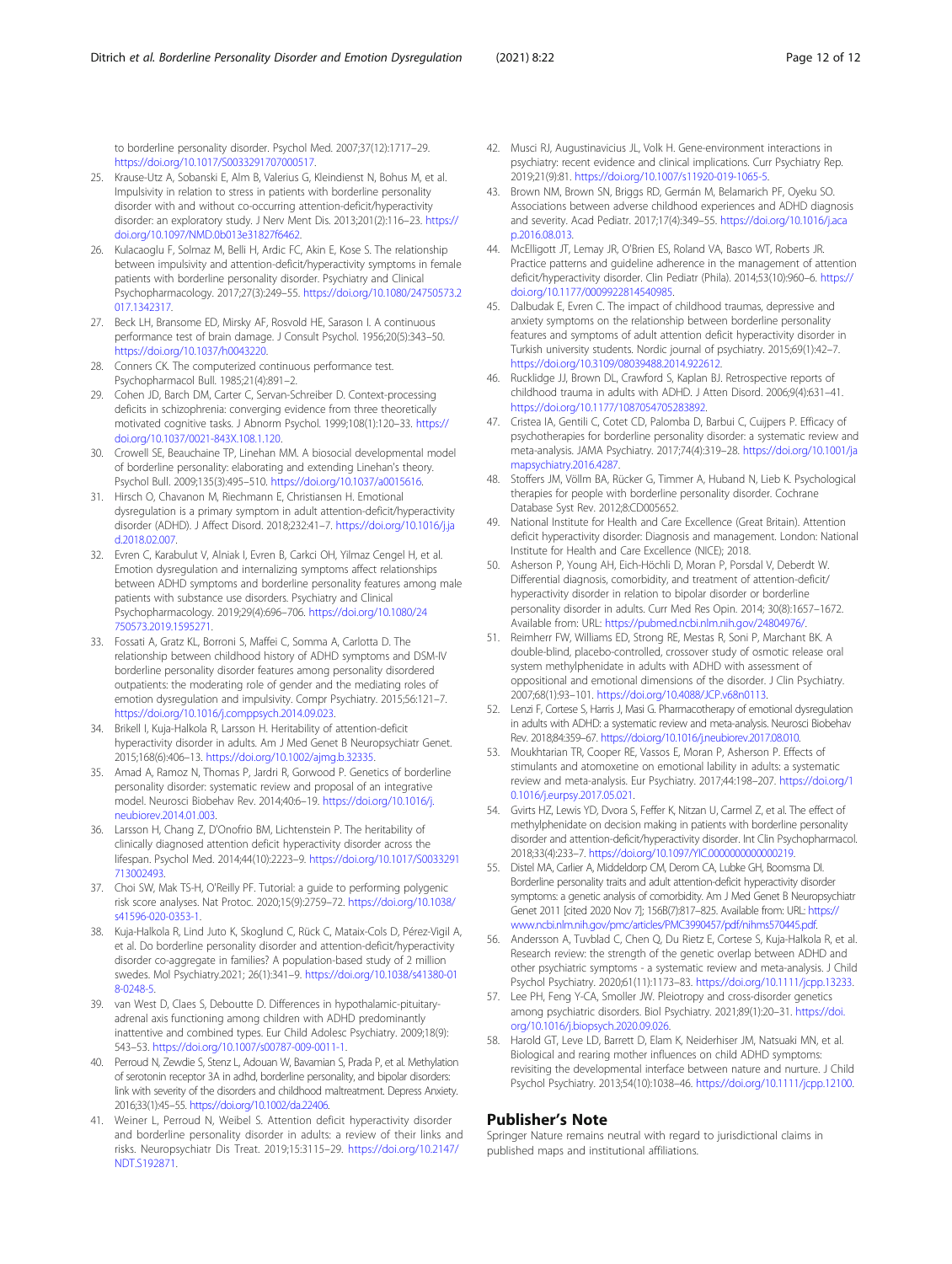to borderline personality disorder. Psychol Med. 2007;37(12):1717–29. https://doi.org/10.1017/S0033291707000517.

25. Krause-Utz A, Sobanski E, Alm B, Valerius G, Kleindienst N, Bohus M, et al. Impulsivity in relation to stress in patients with borderline personality disorder with and without co-occurring attention-deficit/hyperactivity disorder: an exploratory study. J Nerv Ment Dis. 2013;201(2):116–23. https://doi.org/10.1097/NMD.0b013e31827f6462.
26. Kulacaoglu F, Solmaz M, Belli H, Ardic FC, Akin E, Kose S. The relationship between impulsivity and attention-deficit/hyperactivity symptoms in female patients with borderline personality disorder. Psychiatry and Clinical Psychopharmacology. 2017;27(3):249–55. https://doi.org/10.1080/24750573.2017.1342317.
27. Beck LH, Bransome ED, Mirsky AF, Rosvold HE, Sarason I. A continuous performance test of brain damage. J Consult Psychol. 1956;20(5):343–50. https://doi.org/10.1037/h0043220.
28. Conners CK. The computerized continuous performance test. Psychopharmacol Bull. 1985;21(4):891–2.
29. Cohen JD, Barch DM, Carter C, Servan-Schreiber D. Context-processing deficits in schizophrenia: converging evidence from three theoretically motivated cognitive tasks. J Abnorm Psychol. 1999;108(1):120–33. https://doi.org/10.1037/0021-843X.108.1.120.
30. Crowell SE, Beauchaine TP, Linehan MM. A biosocial developmental model of borderline personality: elaborating and extending Linehan's theory. Psychol Bull. 2009;135(3):495–510. https://doi.org/10.1037/a0015616.
31. Hirsch O, Chavanon M, Riechmann E, Christiansen H. Emotional dysregulation is a primary symptom in adult attention-deficit/hyperactivity disorder (ADHD). J Affect Disord. 2018;232:41–7. https://doi.org/10.1016/j.jad.2018.02.007.
32. Evren C, Karabulut V, Alniak I, Evren B, Carkci OH, Yilmaz Cengel H, et al. Emotion dysregulation and internalizing symptoms affect relationships between ADHD symptoms and borderline personality features among male patients with substance use disorders. Psychiatry and Clinical Psychopharmacology. 2019;29(4):696–706. https://doi.org/10.1080/24750573.2019.1595271.
33. Fossati A, Gratz KL, Borroni S, Maffei C, Somma A, Carlotta D. The relationship between childhood history of ADHD symptoms and DSM-IV borderline personality disorder features among personality disordered outpatients: the moderating role of gender and the mediating roles of emotion dysregulation and impulsivity. Compr Psychiatry. 2015;56:121–7. https://doi.org/10.1016/j.comppsych.2014.09.023.
34. Brikell I, Kuja-Halkola R, Larsson H. Heritability of attention-deficit hyperactivity disorder in adults. Am J Med Genet B Neuropsychiatr Genet. 2015;168(6):406–13. https://doi.org/10.1002/ajmg.b.32335.
35. Amad A, Ramoz N, Thomas P, Jardri R, Gorwood P. Genetics of borderline personality disorder: systematic review and proposal of an integrative model. Neurosci Biobehav Rev. 2014;40:6–19. https://doi.org/10.1016/j.neubiorev.2014.01.003.
36. Larsson H, Chang Z, D'Onofrio BM, Lichtenstein P. The heritability of clinically diagnosed attention deficit hyperactivity disorder across the lifespan. Psychol Med. 2014;44(10):2223–9. https://doi.org/10.1017/S0033291713002493.
37. Choi SW, Mak TS-H, O'Reilly PF. Tutorial: a guide to performing polygenic risk score analyses. Nat Protoc. 2020;15(9):2759–72. https://doi.org/10.1038/s41596-020-0353-1.
38. Kuja-Halkola R, Lind Juto K, Skoglund C, Rück C, Mataix-Cols D, Pérez-Vigil A, et al. Do borderline personality disorder and attention-deficit/hyperactivity disorder co-aggregate in families? A population-based study of 2 million swedes. Mol Psychiatry.2021; 26(1):341–9. https://doi.org/10.1038/s41380-018-0248-5.
39. van West D, Claes S, Deboutte D. Differences in hypothalamic-pituitary-adrenal axis functioning among children with ADHD predominantly inattentive and combined types. Eur Child Adolesc Psychiatry. 2009;18(9):543–53. https://doi.org/10.1007/s00787-009-0011-1.
40. Perroud N, Zewdie S, Stenz L, Adouan W, Bavamian S, Prada P, et al. Methylation of serotonin receptor 3A in adhd, borderline personality, and bipolar disorders: link with severity of the disorders and childhood maltreatment. Depress Anxiety. 2016;33(1):45–55. https://doi.org/10.1002/da.22406.
41. Weiner L, Perroud N, Weibel S. Attention deficit hyperactivity disorder and borderline personality disorder in adults: a review of their links and risks. Neuropsychiatr Dis Treat. 2019;15:3115–29. https://doi.org/10.2147/NDT.S192871.
42. Musci RJ, Augustinavicius JL, Volk H. Gene-environment interactions in psychiatry: recent evidence and clinical implications. Curr Psychiatry Rep. 2019;21(9):81. https://doi.org/10.1007/s11920-019-1065-5.
43. Brown NM, Brown SN, Briggs RD, Germán M, Belamarich PF, Oyeku SO. Associations between adverse childhood experiences and ADHD diagnosis and severity. Acad Pediatr. 2017;17(4):349–55. https://doi.org/10.1016/j.acap.2016.08.013.
44. McElligott JT, Lemay JR, O'Brien ES, Roland VA, Basco WT, Roberts JR. Practice patterns and guideline adherence in the management of attention deficit/hyperactivity disorder. Clin Pediatr (Phila). 2014;53(10):960–6. https://doi.org/10.1177/0009922814540985.
45. Dalbudak E, Evren C. The impact of childhood traumas, depressive and anxiety symptoms on the relationship between borderline personality features and symptoms of adult attention deficit hyperactivity disorder in Turkish university students. Nordic journal of psychiatry. 2015;69(1):42–7. https://doi.org/10.3109/08039488.2014.922612.
46. Rucklidge JJ, Brown DL, Crawford S, Kaplan BJ. Retrospective reports of childhood trauma in adults with ADHD. J Atten Disord. 2006;9(4):631–41. https://doi.org/10.1177/1087054705283892.
47. Cristea IA, Gentili C, Cotet CD, Palomba D, Barbui C, Cuijpers P. Efficacy of psychotherapies for borderline personality disorder: a systematic review and meta-analysis. JAMA Psychiatry. 2017;74(4):319–28. https://doi.org/10.1001/jamapsychiatry.2016.4287.
48. Stoffers JM, Völlm BA, Rücker G, Timmer A, Huband N, Lieb K. Psychological therapies for people with borderline personality disorder. Cochrane Database Syst Rev. 2012;8:CD005652.
49. National Institute for Health and Care Excellence (Great Britain). Attention deficit hyperactivity disorder: Diagnosis and management. London: National Institute for Health and Care Excellence (NICE); 2018.
50. Asherson P, Young AH, Eich-Höchli D, Moran P, Porsdal V, Deberdt W. Differential diagnosis, comorbidity, and treatment of attention-deficit/hyperactivity disorder in relation to bipolar disorder or borderline personality disorder in adults. Curr Med Res Opin. 2014; 30(8):1657–1672. Available from: URL: https://pubmed.ncbi.nlm.nih.gov/24804976/.
51. Reimherr FW, Williams ED, Strong RE, Mestas R, Soni P, Marchant BK. A double-blind, placebo-controlled, crossover study of osmotic release oral system methylphenidate in adults with ADHD with assessment of oppositional and emotional dimensions of the disorder. J Clin Psychiatry. 2007;68(1):93–101. https://doi.org/10.4088/JCP.v68n0113.
52. Lenzi F, Cortese S, Harris J, Masi G. Pharmacotherapy of emotional dysregulation in adults with ADHD: a systematic review and meta-analysis. Neurosci Biobehav Rev. 2018;84:359–67. https://doi.org/10.1016/j.neubiorev.2017.08.010.
53. Moukhtarian TR, Cooper RE, Vassos E, Moran P, Asherson P. Effects of stimulants and atomoxetine on emotional lability in adults: a systematic review and meta-analysis. Eur Psychiatry. 2017;44:198–207. https://doi.org/10.1016/j.eurpsy.2017.05.021.
54. Gvirts HZ, Lewis YD, Dvora S, Feffer K, Nitzan U, Carmel Z, et al. The effect of methylphenidate on decision making in patients with borderline personality disorder and attention-deficit/hyperactivity disorder. Int Clin Psychopharmacol. 2018;33(4):233–7. https://doi.org/10.1097/YIC.0000000000000219.
55. Distel MA, Carlier A, Middeldorp CM, Derom CA, Lubke GH, Boomsma DI. Borderline personality traits and adult attention-deficit hyperactivity disorder symptoms: a genetic analysis of comorbidity. Am J Med Genet B Neuropsychiatr Genet 2011 [cited 2020 Nov 7]; 156B(7):817–825. Available from: URL: https://www.ncbi.nlm.nih.gov/pmc/articles/PMC3990457/pdf/nihms570445.pdf.
56. Andersson A, Tuvblad C, Chen Q, Du Rietz E, Cortese S, Kuja-Halkola R, et al. Research review: the strength of the genetic overlap between ADHD and other psychiatric symptoms - a systematic review and meta-analysis. J Child Psychol Psychiatry. 2020;61(11):1173–83. https://doi.org/10.1111/jcpp.13233.
57. Lee PH, Feng Y-CA, Smoller JW. Pleiotropy and cross-disorder genetics among psychiatric disorders. Biol Psychiatry. 2021;89(1):20–31. https://doi.org/10.1016/j.biopsych.2020.09.026.
58. Harold GT, Leve LD, Barrett D, Elam K, Neiderhiser JM, Natsuaki MN, et al. Biological and rearing mother influences on child ADHD symptoms: revisiting the developmental interface between nature and nurture. J Child Psychol Psychiatry. 2013;54(10):1038–46. https://doi.org/10.1111/jcpp.12100.

## Publisher's Note

Springer Nature remains neutral with regard to jurisdictional claims in published maps and institutional affiliations.